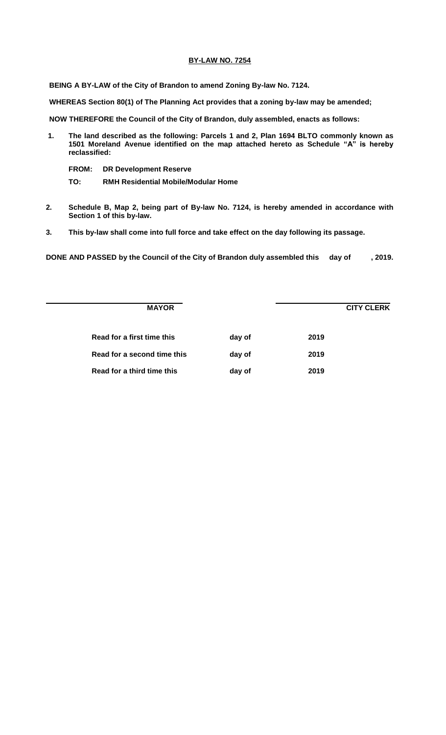# BY-LAW NO. 7254

**BEING A BY-LAW of the City of Brandon to amend Zoning By-law No. 7124.**

**WHEREAS Section 80(1) of The Planning Act provides that a zoning by-law may be amended;**

**NOW THEREFORE the Council of the City of Brandon, duly assembled, enacts as follows:**

**1. The land described as the following: Parcels 1 and 2, Plan 1694 BLTO commonly known as 1501 Moreland Avenue identified on the map attached hereto as Schedule "A" is hereby reclassified:**

**FROM: DR Development Reserve**

**TO: RMH Residential Mobile/Modular Home**

**2. Schedule B, Map 2, being part of By-law No. 7124, is hereby amended in accordance with Section 1 of this by-law.**

**3. This by-law shall come into full force and take effect on the day following its passage.**

**DONE AND PASSED by the Council of the City of Brandon duly assembled this day of , 2019.**

| **MAYOR** | **CITY CLERK** |
|---|---|

| | | |
|---|---|---|
| **Read for a first time this** | **day of** | **2019** |
| **Read for a second time this** | **day of** | **2019** |
| **Read for a third time this** | **day of** | **2019** |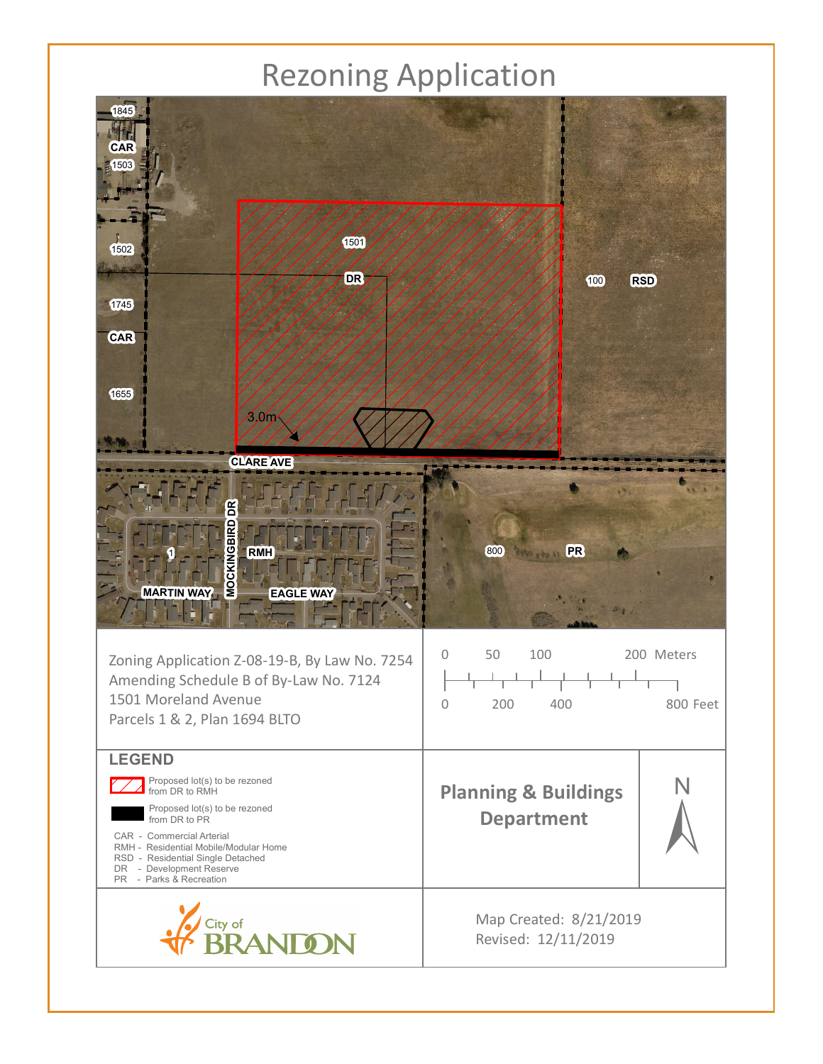# Rezoning Application

1845
CAR
1503
1502
1745
CAR
1655
1501
DR
100
RSD
3.0m
CLARE AVE
MOCKINGBIRD DR
1
RMH
MARTIN WAY
EAGLE WAY
800
PR

Zoning Application Z-08-19-B, By Law No. 7254
Amending Schedule B of By-Law No. 7124
1501 Moreland Avenue
Parcels 1 & 2, Plan 1694 BLTO

0 50 100 200 Meters
0 200 400 800 Feet

## LEGEND

Proposed lot(s) to be rezoned from DR to RMH

Proposed lot(s) to be rezoned from DR to PR

CAR - Commercial Arterial
RMH - Residential Mobile/Modular Home
RSD - Residential Single Detached
DR - Development Reserve
PR - Parks & Recreation

**Planning & Buildings Department**

N

City of BRANDON

Map Created: 8/21/2019
Revised: 12/11/2019